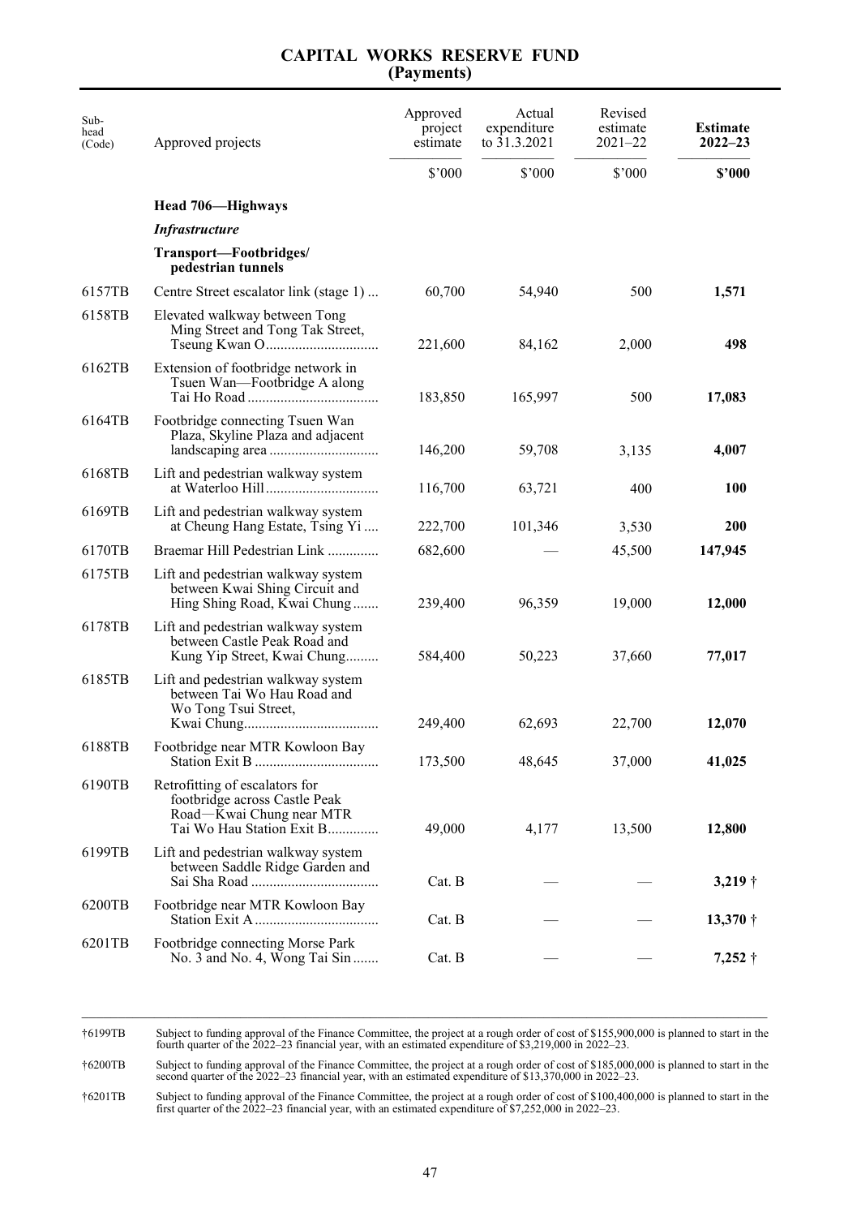# CAPITAL WORKS RESERVE FUND
## (Payments)

| Sub-head (Code) | Approved projects | Approved project estimate | Actual expenditure to 31.3.2021 | Revised estimate 2021–22 | **Estimate 2022–23** |
|---|---|---|---|---|---|
| | | $'000 | $'000 | $'000 | **$'000** |
| | **Head 706—Highways** | | | | |
| | ***Infrastructure*** | | | | |
| | **Transport—Footbridges/ pedestrian tunnels** | | | | |
| 6157TB | Centre Street escalator link (stage 1) ... | 60,700 | 54,940 | 500 | **1,571** |
| 6158TB | Elevated walkway between Tong Ming Street and Tong Tak Street, Tseung Kwan O............................... | 221,600 | 84,162 | 2,000 | **498** |
| 6162TB | Extension of footbridge network in Tsuen Wan—Footbridge A along Tai Ho Road .................................... | 183,850 | 165,997 | 500 | **17,083** |
| 6164TB | Footbridge connecting Tsuen Wan Plaza, Skyline Plaza and adjacent landscaping area ............................. | 146,200 | 59,708 | 3,135 | **4,007** |
| 6168TB | Lift and pedestrian walkway system at Waterloo Hill............................... | 116,700 | 63,721 | 400 | **100** |
| 6169TB | Lift and pedestrian walkway system at Cheung Hang Estate, Tsing Yi .... | 222,700 | 101,346 | 3,530 | **200** |
| 6170TB | Braemar Hill Pedestrian Link ............. | 682,600 | — | 45,500 | **147,945** |
| 6175TB | Lift and pedestrian walkway system between Kwai Shing Circuit and Hing Shing Road, Kwai Chung....... | 239,400 | 96,359 | 19,000 | **12,000** |
| 6178TB | Lift and pedestrian walkway system between Castle Peak Road and Kung Yip Street, Kwai Chung......... | 584,400 | 50,223 | 37,660 | **77,017** |
| 6185TB | Lift and pedestrian walkway system between Tai Wo Hau Road and Wo Tong Tsui Street, Kwai Chung..................................... | 249,400 | 62,693 | 22,700 | **12,070** |
| 6188TB | Footbridge near MTR Kowloon Bay Station Exit B .................................. | 173,500 | 48,645 | 37,000 | **41,025** |
| 6190TB | Retrofitting of escalators for footbridge across Castle Peak Road—Kwai Chung near MTR Tai Wo Hau Station Exit B.............. | 49,000 | 4,177 | 13,500 | **12,800** |
| 6199TB | Lift and pedestrian walkway system between Saddle Ridge Garden and Sai Sha Road ................................... | Cat. B | — | — | **3,219** † |
| 6200TB | Footbridge near MTR Kowloon Bay Station Exit A.................................. | Cat. B | — | — | **13,370** † |
| 6201TB | Footbridge connecting Morse Park No. 3 and No. 4, Wong Tai Sin ....... | Cat. B | — | — | **7,252** † |

†6199TB Subject to funding approval of the Finance Committee, the project at a rough order of cost of $155,900,000 is planned to start in the fourth quarter of the 2022–23 financial year, with an estimated expenditure of $3,219,000 in 2022–23.

†6200TB Subject to funding approval of the Finance Committee, the project at a rough order of cost of $185,000,000 is planned to start in the second quarter of the 2022–23 financial year, with an estimated expenditure of $13,370,000 in 2022–23.

†6201TB Subject to funding approval of the Finance Committee, the project at a rough order of cost of $100,400,000 is planned to start in the first quarter of the 2022–23 financial year, with an estimated expenditure of $7,252,000 in 2022–23.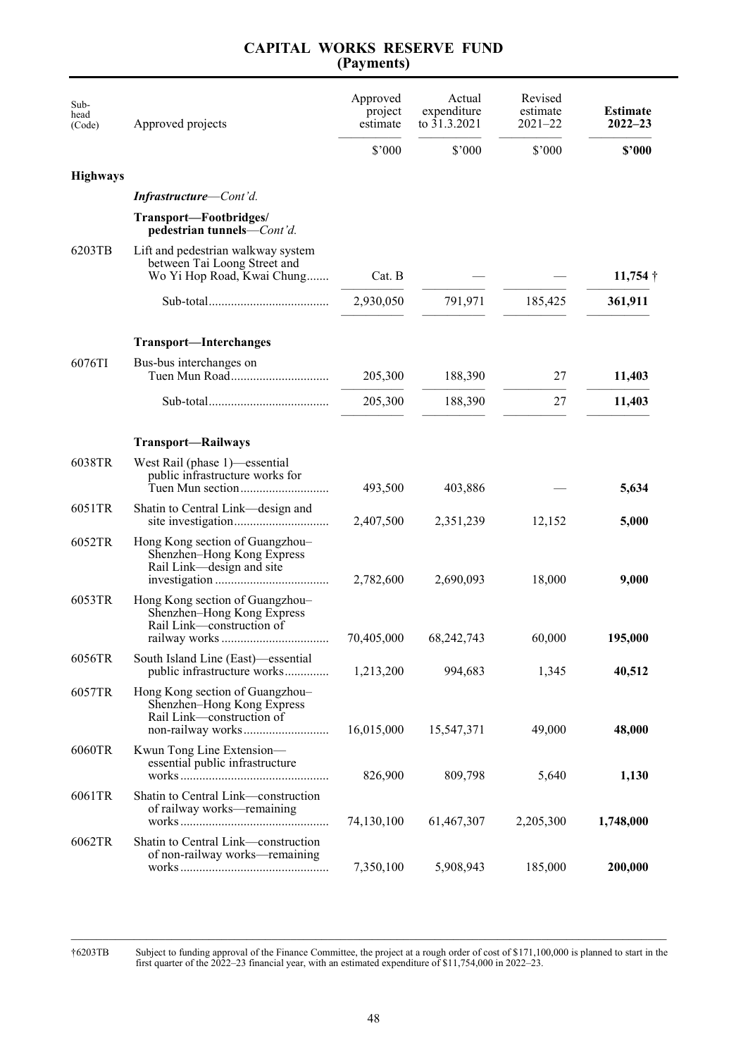# CAPITAL WORKS RESERVE FUND
## (Payments)

| Sub-head (Code) | Approved projects | Approved project estimate | Actual expenditure to 31.3.2021 | Revised estimate 2021–22 | **Estimate 2022–23** |
|---|---|---|---|---|---|
| | | $'000 | $'000 | $'000 | **$'000** |
| **Highways** | | | | | |
| | ***Infrastructure**—Cont'd.* | | | | |
| | **Transport—Footbridges/ pedestrian tunnels**—*Cont'd.* | | | | |
| 6203TB | Lift and pedestrian walkway system between Tai Loong Street and Wo Yi Hop Road, Kwai Chung....... | Cat. B | — | — | **11,754** † |
| | Sub-total...................................... | 2,930,050 | 791,971 | 185,425 | **361,911** |
| | **Transport—Interchanges** | | | | |
| 6076TI | Bus-bus interchanges on Tuen Mun Road............................... | 205,300 | 188,390 | 27 | **11,403** |
| | Sub-total...................................... | 205,300 | 188,390 | 27 | **11,403** |
| | **Transport—Railways** | | | | |
| 6038TR | West Rail (phase 1)—essential public infrastructure works for Tuen Mun section............................ | 493,500 | 403,886 | — | **5,634** |
| 6051TR | Shatin to Central Link—design and site investigation.............................. | 2,407,500 | 2,351,239 | 12,152 | **5,000** |
| 6052TR | Hong Kong section of Guangzhou–Shenzhen–Hong Kong Express Rail Link—design and site investigation .................................... | 2,782,600 | 2,690,093 | 18,000 | **9,000** |
| 6053TR | Hong Kong section of Guangzhou–Shenzhen–Hong Kong Express Rail Link—construction of railway works .................................. | 70,405,000 | 68,242,743 | 60,000 | **195,000** |
| 6056TR | South Island Line (East)—essential public infrastructure works.............. | 1,213,200 | 994,683 | 1,345 | **40,512** |
| 6057TR | Hong Kong section of Guangzhou–Shenzhen–Hong Kong Express Rail Link—construction of non-railway works........................... | 16,015,000 | 15,547,371 | 49,000 | **48,000** |
| 6060TR | Kwun Tong Line Extension—essential public infrastructure works............................................... | 826,900 | 809,798 | 5,640 | **1,130** |
| 6061TR | Shatin to Central Link—construction of railway works—remaining works............................................... | 74,130,100 | 61,467,307 | 2,205,300 | **1,748,000** |
| 6062TR | Shatin to Central Link—construction of non-railway works—remaining works............................................... | 7,350,100 | 5,908,943 | 185,000 | **200,000** |

†6203TB Subject to funding approval of the Finance Committee, the project at a rough order of cost of $171,100,000 is planned to start in the first quarter of the 2022–23 financial year, with an estimated expenditure of $11,754,000 in 2022–23.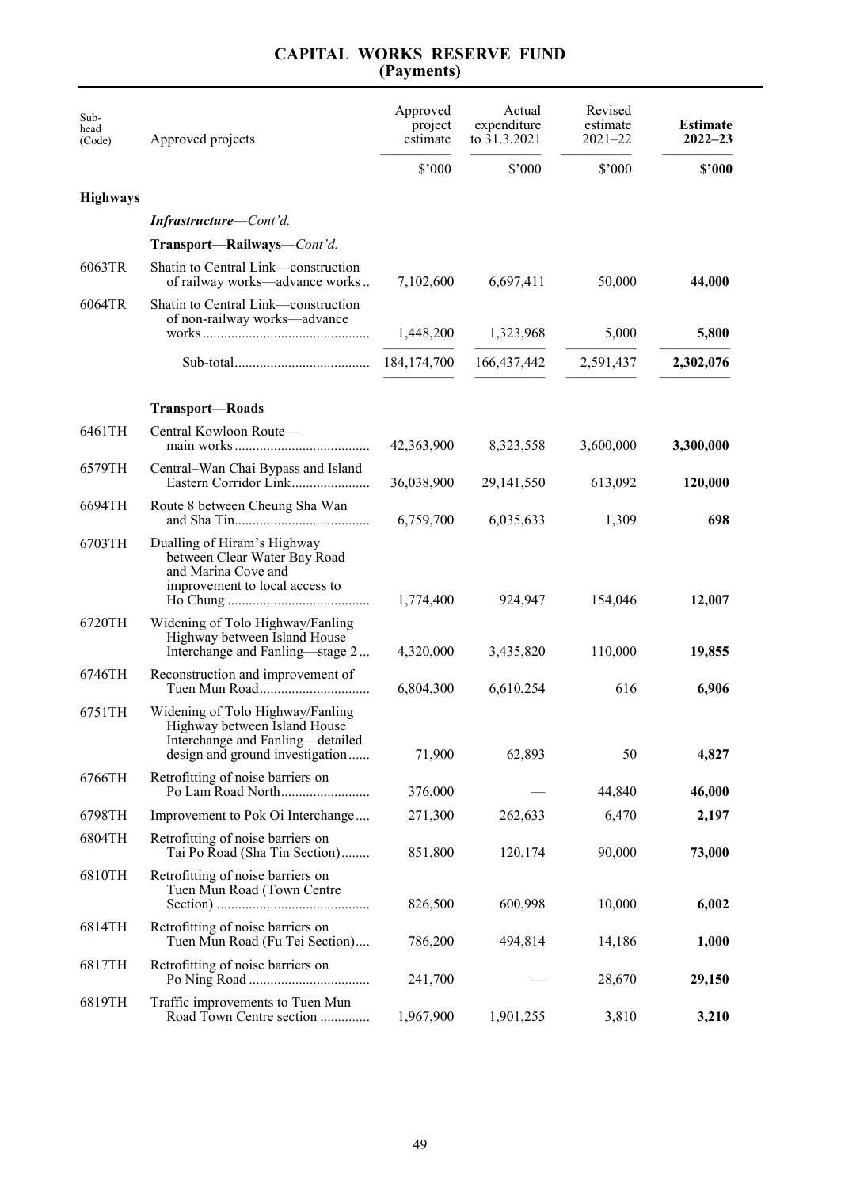# CAPITAL WORKS RESERVE FUND
## (Payments)

| Sub-head (Code) | Approved projects | Approved project estimate | Actual expenditure to 31.3.2021 | Revised estimate 2021–22 | **Estimate 2022–23** |
|---|---|---|---|---|---|
| | | $’000 | $’000 | $’000 | **$’000** |
| **Highways** | | | | | |
| | ***Infrastructure****—Cont’d.* | | | | |
| | **Transport—Railways**—*Cont’d.* | | | | |
| 6063TR | Shatin to Central Link—construction of railway works—advance works | 7,102,600 | 6,697,411 | 50,000 | **44,000** |
| 6064TR | Shatin to Central Link—construction of non-railway works—advance works | 1,448,200 | 1,323,968 | 5,000 | **5,800** |
| | Sub-total | 184,174,700 | 166,437,442 | 2,591,437 | **2,302,076** |
| | **Transport—Roads** | | | | |
| 6461TH | Central Kowloon Route—main works | 42,363,900 | 8,323,558 | 3,600,000 | **3,300,000** |
| 6579TH | Central–Wan Chai Bypass and Island Eastern Corridor Link | 36,038,900 | 29,141,550 | 613,092 | **120,000** |
| 6694TH | Route 8 between Cheung Sha Wan and Sha Tin | 6,759,700 | 6,035,633 | 1,309 | **698** |
| 6703TH | Dualling of Hiram’s Highway between Clear Water Bay Road and Marina Cove and improvement to local access to Ho Chung | 1,774,400 | 924,947 | 154,046 | **12,007** |
| 6720TH | Widening of Tolo Highway/Fanling Highway between Island House Interchange and Fanling—stage 2 | 4,320,000 | 3,435,820 | 110,000 | **19,855** |
| 6746TH | Reconstruction and improvement of Tuen Mun Road | 6,804,300 | 6,610,254 | 616 | **6,906** |
| 6751TH | Widening of Tolo Highway/Fanling Highway between Island House Interchange and Fanling—detailed design and ground investigation | 71,900 | 62,893 | 50 | **4,827** |
| 6766TH | Retrofitting of noise barriers on Po Lam Road North | 376,000 | — | 44,840 | **46,000** |
| 6798TH | Improvement to Pok Oi Interchange | 271,300 | 262,633 | 6,470 | **2,197** |
| 6804TH | Retrofitting of noise barriers on Tai Po Road (Sha Tin Section) | 851,800 | 120,174 | 90,000 | **73,000** |
| 6810TH | Retrofitting of noise barriers on Tuen Mun Road (Town Centre Section) | 826,500 | 600,998 | 10,000 | **6,002** |
| 6814TH | Retrofitting of noise barriers on Tuen Mun Road (Fu Tei Section) | 786,200 | 494,814 | 14,186 | **1,000** |
| 6817TH | Retrofitting of noise barriers on Po Ning Road | 241,700 | — | 28,670 | **29,150** |
| 6819TH | Traffic improvements to Tuen Mun Road Town Centre section | 1,967,900 | 1,901,255 | 3,810 | **3,210** |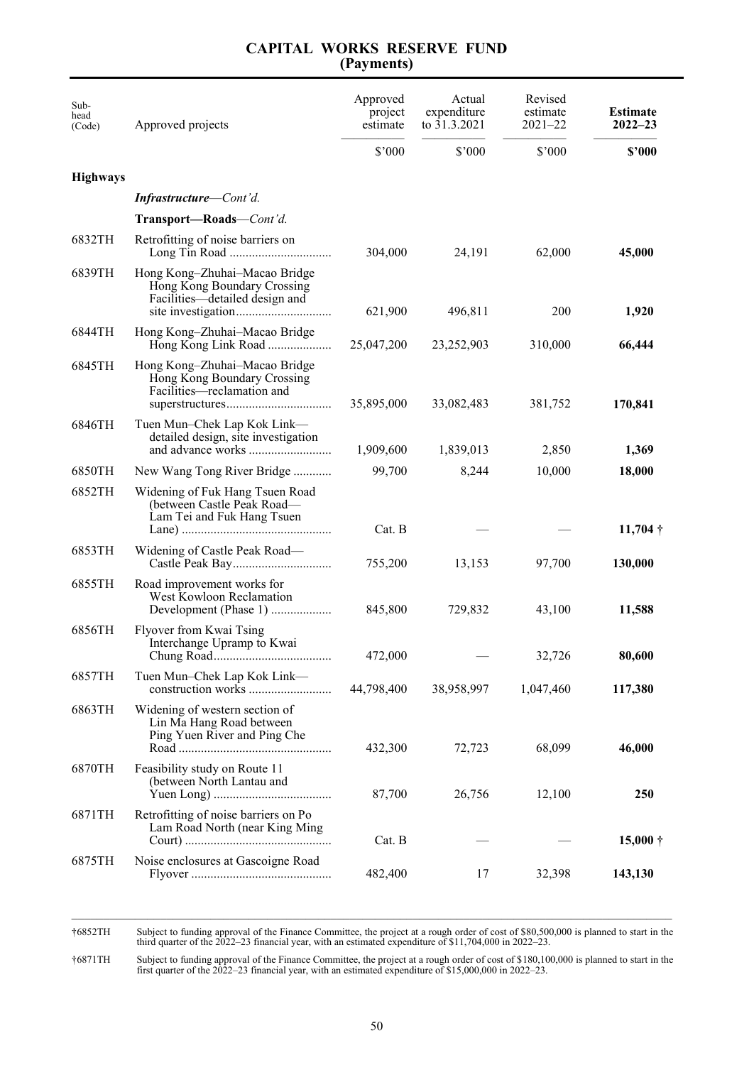# CAPITAL WORKS RESERVE FUND
## (Payments)

| Sub-head (Code) | Approved projects | Approved project estimate | Actual expenditure to 31.3.2021 | Revised estimate 2021–22 | **Estimate 2022–23** |
|---|---|---|---|---|---|
| | | $'000 | $'000 | $'000 | **$'000** |
| **Highways** | | | | | |
| | ***Infrastructure**—Cont'd.* | | | | |
| | **Transport—Roads**—*Cont'd.* | | | | |
| 6832TH | Retrofitting of noise barriers on Long Tin Road | 304,000 | 24,191 | 62,000 | **45,000** |
| 6839TH | Hong Kong–Zhuhai–Macao Bridge Hong Kong Boundary Crossing Facilities—detailed design and site investigation | 621,900 | 496,811 | 200 | **1,920** |
| 6844TH | Hong Kong–Zhuhai–Macao Bridge Hong Kong Link Road | 25,047,200 | 23,252,903 | 310,000 | **66,444** |
| 6845TH | Hong Kong–Zhuhai–Macao Bridge Hong Kong Boundary Crossing Facilities—reclamation and superstructures | 35,895,000 | 33,082,483 | 381,752 | **170,841** |
| 6846TH | Tuen Mun–Chek Lap Kok Link—detailed design, site investigation and advance works | 1,909,600 | 1,839,013 | 2,850 | **1,369** |
| 6850TH | New Wang Tong River Bridge | 99,700 | 8,244 | 10,000 | **18,000** |
| 6852TH | Widening of Fuk Hang Tsuen Road (between Castle Peak Road—Lam Tei and Fuk Hang Tsuen Lane) | Cat. B | — | — | **11,704 †** |
| 6853TH | Widening of Castle Peak Road—Castle Peak Bay | 755,200 | 13,153 | 97,700 | **130,000** |
| 6855TH | Road improvement works for West Kowloon Reclamation Development (Phase 1) | 845,800 | 729,832 | 43,100 | **11,588** |
| 6856TH | Flyover from Kwai Tsing Interchange Upramp to Kwai Chung Road | 472,000 | — | 32,726 | **80,600** |
| 6857TH | Tuen Mun–Chek Lap Kok Link—construction works | 44,798,400 | 38,958,997 | 1,047,460 | **117,380** |
| 6863TH | Widening of western section of Lin Ma Hang Road between Ping Yuen River and Ping Che Road | 432,300 | 72,723 | 68,099 | **46,000** |
| 6870TH | Feasibility study on Route 11 (between North Lantau and Yuen Long) | 87,700 | 26,756 | 12,100 | **250** |
| 6871TH | Retrofitting of noise barriers on Po Lam Road North (near King Ming Court) | Cat. B | — | — | **15,000 †** |
| 6875TH | Noise enclosures at Gascoigne Road Flyover | 482,400 | 17 | 32,398 | **143,130** |

†6852TH Subject to funding approval of the Finance Committee, the project at a rough order of cost of $80,500,000 is planned to start in the third quarter of the 2022–23 financial year, with an estimated expenditure of $11,704,000 in 2022–23.

†6871TH Subject to funding approval of the Finance Committee, the project at a rough order of cost of $180,100,000 is planned to start in the first quarter of the 2022–23 financial year, with an estimated expenditure of $15,000,000 in 2022–23.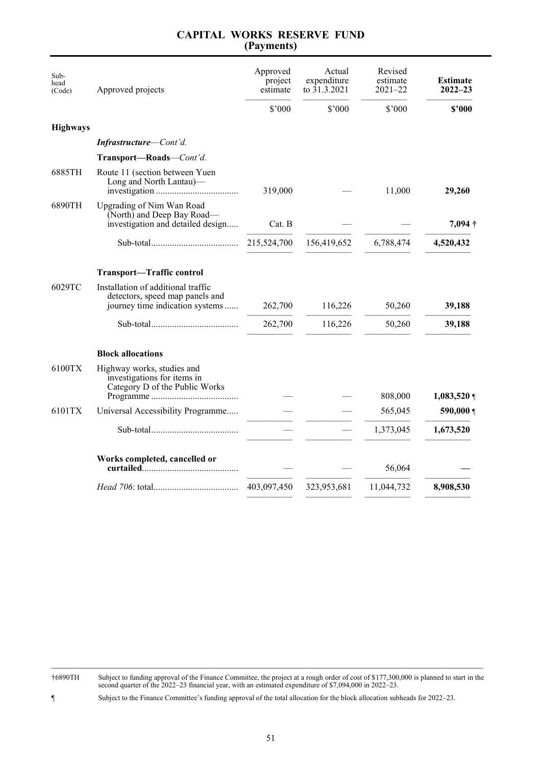# CAPITAL WORKS RESERVE FUND
## (Payments)

| Sub-head (Code) | Approved projects | Approved project estimate | Actual expenditure to 31.3.2021 | Revised estimate 2021–22 | **Estimate 2022–23** |
|---|---|---|---|---|---|
| | | $'000 | $'000 | $'000 | **$'000** |
| **Highways** | | | | | |
| | ***Infrastructure**—Cont'd.* | | | | |
| | **Transport—Roads**—*Cont'd.* | | | | |
| 6885TH | Route 11 (section between Yuen Long and North Lantau)—investigation | 319,000 | — | 11,000 | **29,260** |
| 6890TH | Upgrading of Nim Wan Road (North) and Deep Bay Road—investigation and detailed design | Cat. B | — | — | **7,094 †** |
| | Sub-total | 215,524,700 | 156,419,652 | 6,788,474 | **4,520,432** |
| | **Transport—Traffic control** | | | | |
| 6029TC | Installation of additional traffic detectors, speed map panels and journey time indication systems | 262,700 | 116,226 | 50,260 | **39,188** |
| | Sub-total | 262,700 | 116,226 | 50,260 | **39,188** |
| | **Block allocations** | | | | |
| 6100TX | Highway works, studies and investigations for items in Category D of the Public Works Programme | — | — | 808,000 | **1,083,520 ¶** |
| 6101TX | Universal Accessibility Programme | — | — | 565,045 | **590,000 ¶** |
| | Sub-total | — | — | 1,373,045 | **1,673,520** |
| | **Works completed, cancelled or curtailed** | — | — | 56,064 | **—** |
| | *Head 706*: total | 403,097,450 | 323,953,681 | 11,044,732 | **8,908,530** |

†6890TH Subject to funding approval of the Finance Committee, the project at a rough order of cost of $177,300,000 is planned to start in the second quarter of the 2022–23 financial year, with an estimated expenditure of $7,094,000 in 2022–23.

¶ Subject to the Finance Committee's funding approval of the total allocation for the block allocation subheads for 2022–23.